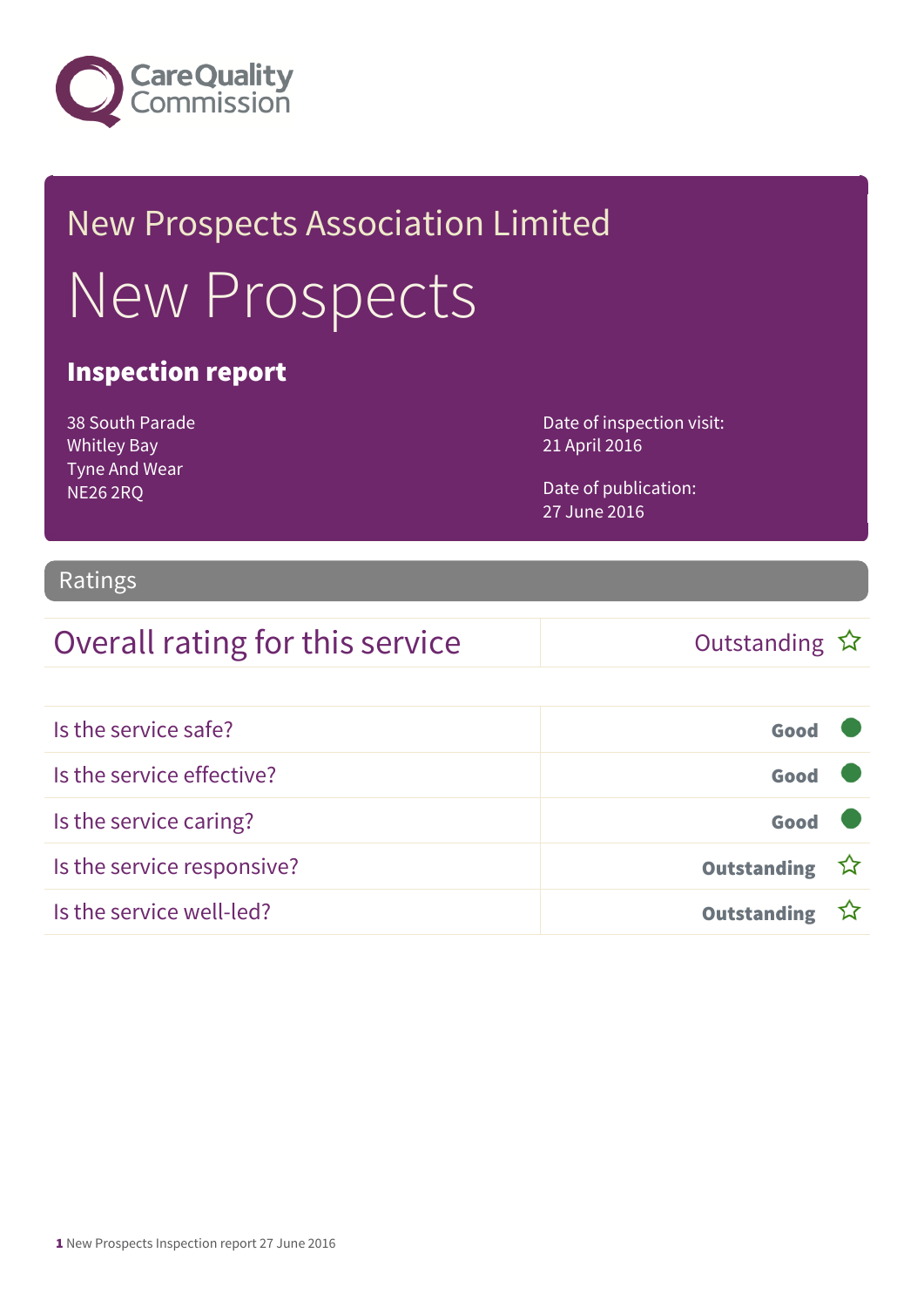Care Quality Commission

# New Prospects Association Limited

# New Prospects

## Inspection report

38 South Parade
Whitley Bay
Tyne And Wear
NE26 2RQ

Date of inspection visit:
21 April 2016

Date of publication:
27 June 2016

## Ratings

| Overall rating for this service | Outstanding ☆ |
|---|---|

| | |
|---|---|
| Is the service safe? | **Good** |
| Is the service effective? | **Good** |
| Is the service caring? | **Good** |
| Is the service responsive? | **Outstanding** ☆ |
| Is the service well-led? | **Outstanding** ☆ |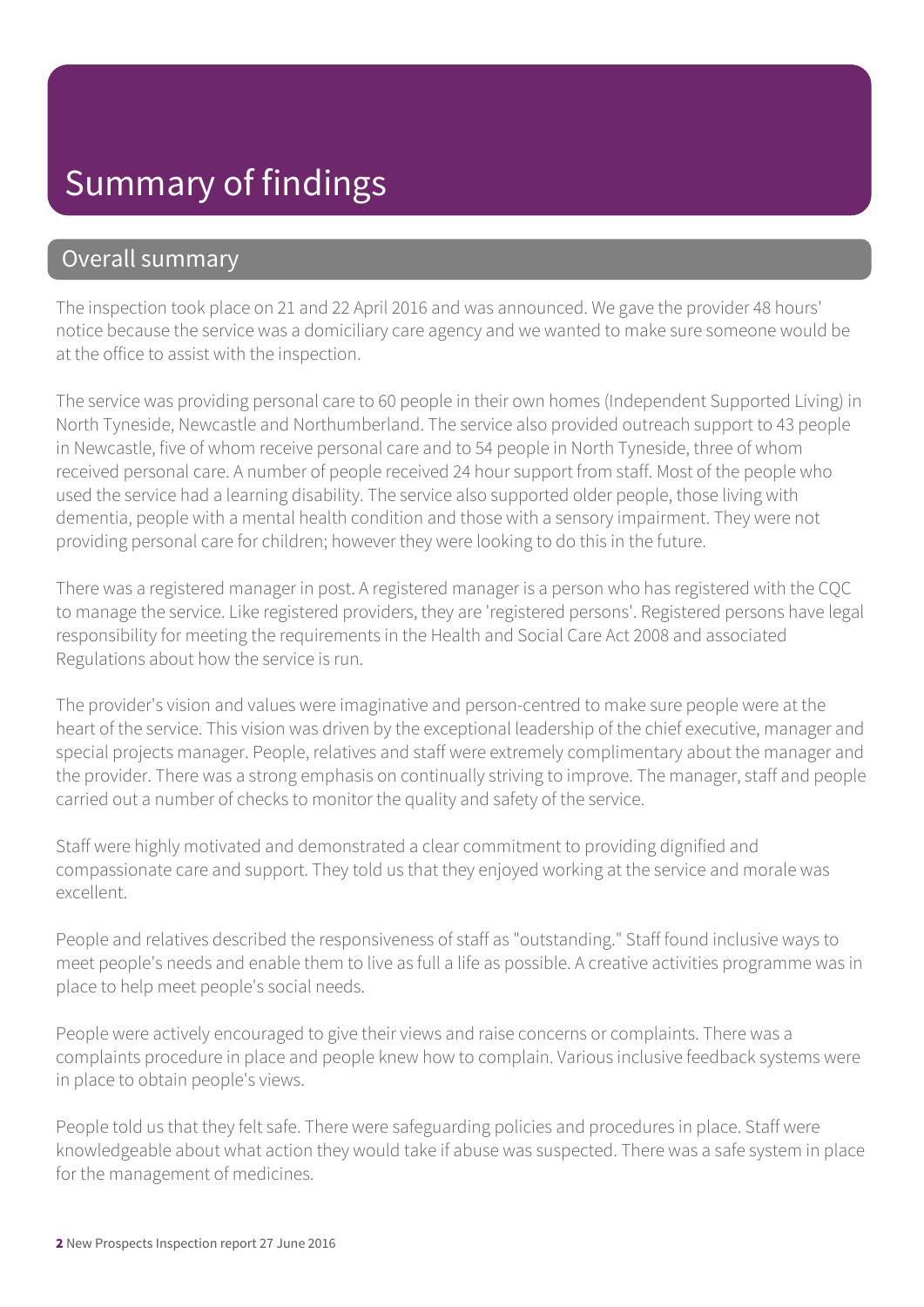# Summary of findings

## Overall summary

The inspection took place on 21 and 22 April 2016 and was announced. We gave the provider 48 hours' notice because the service was a domiciliary care agency and we wanted to make sure someone would be at the office to assist with the inspection.

The service was providing personal care to 60 people in their own homes (Independent Supported Living) in North Tyneside, Newcastle and Northumberland. The service also provided outreach support to 43 people in Newcastle, five of whom receive personal care and to 54 people in North Tyneside, three of whom received personal care. A number of people received 24 hour support from staff. Most of the people who used the service had a learning disability. The service also supported older people, those living with dementia, people with a mental health condition and those with a sensory impairment. They were not providing personal care for children; however they were looking to do this in the future.

There was a registered manager in post. A registered manager is a person who has registered with the CQC to manage the service. Like registered providers, they are 'registered persons'. Registered persons have legal responsibility for meeting the requirements in the Health and Social Care Act 2008 and associated Regulations about how the service is run.

The provider's vision and values were imaginative and person-centred to make sure people were at the heart of the service. This vision was driven by the exceptional leadership of the chief executive, manager and special projects manager. People, relatives and staff were extremely complimentary about the manager and the provider. There was a strong emphasis on continually striving to improve. The manager, staff and people carried out a number of checks to monitor the quality and safety of the service.

Staff were highly motivated and demonstrated a clear commitment to providing dignified and compassionate care and support. They told us that they enjoyed working at the service and morale was excellent.

People and relatives described the responsiveness of staff as "outstanding." Staff found inclusive ways to meet people's needs and enable them to live as full a life as possible. A creative activities programme was in place to help meet people's social needs.

People were actively encouraged to give their views and raise concerns or complaints. There was a complaints procedure in place and people knew how to complain. Various inclusive feedback systems were in place to obtain people's views.

People told us that they felt safe. There were safeguarding policies and procedures in place. Staff were knowledgeable about what action they would take if abuse was suspected. There was a safe system in place for the management of medicines.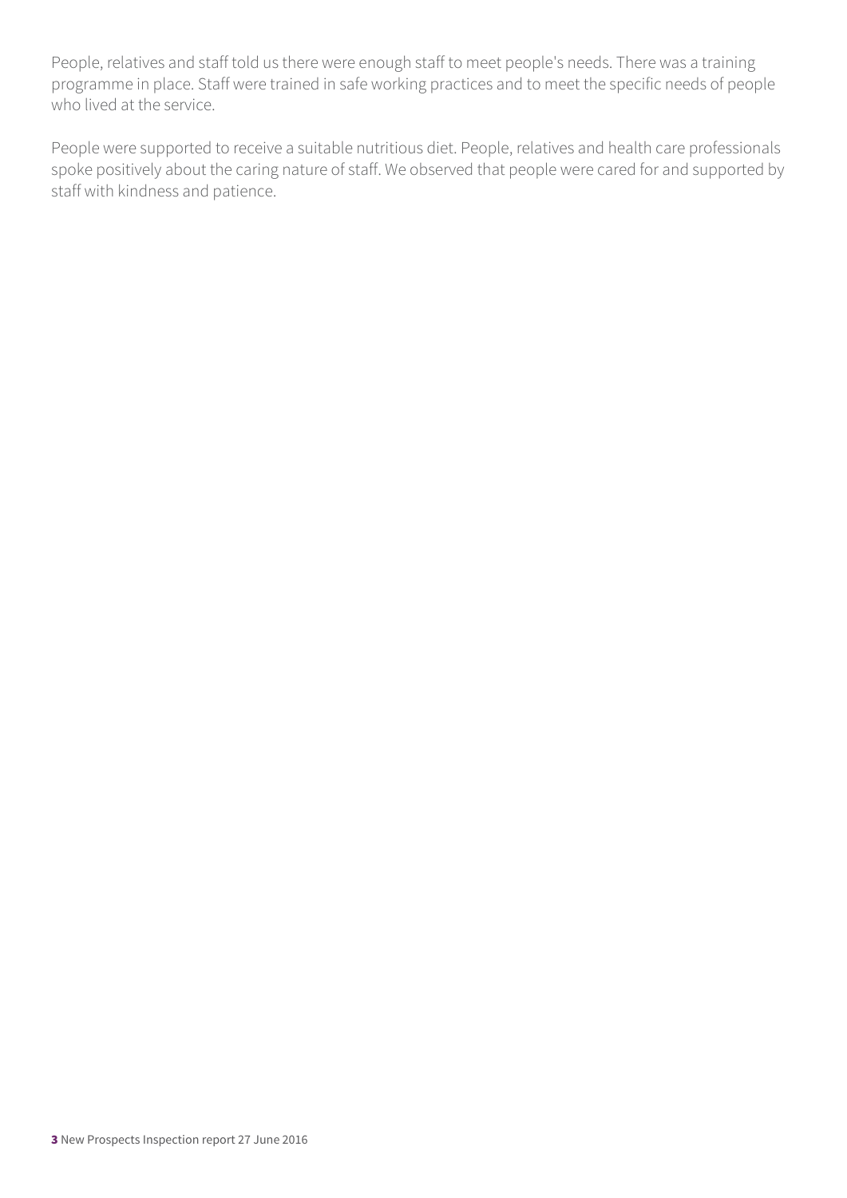People, relatives and staff told us there were enough staff to meet people's needs. There was a training programme in place. Staff were trained in safe working practices and to meet the specific needs of people who lived at the service.

People were supported to receive a suitable nutritious diet. People, relatives and health care professionals spoke positively about the caring nature of staff. We observed that people were cared for and supported by staff with kindness and patience.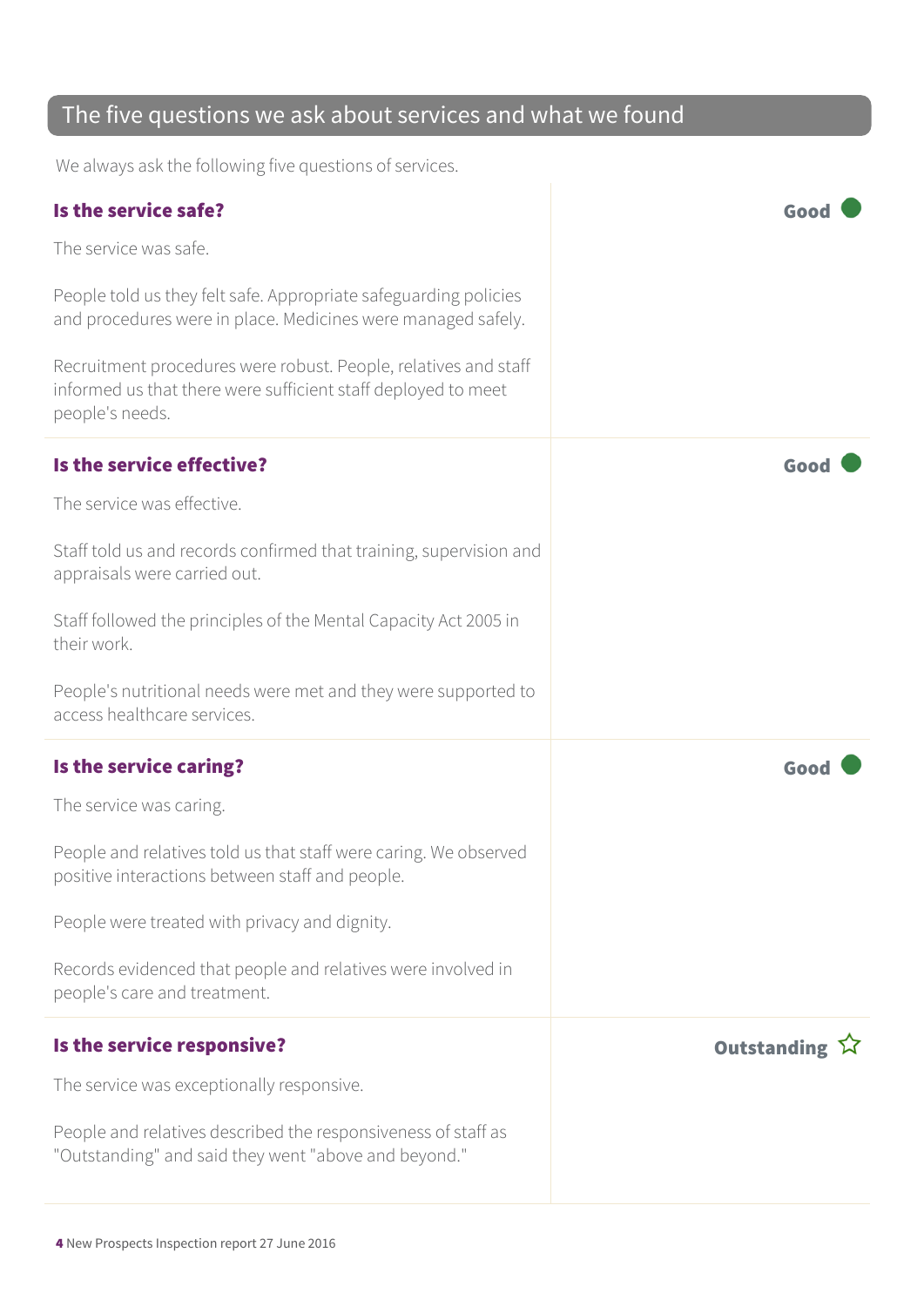## The five questions we ask about services and what we found

We always ask the following five questions of services.

### Is the service safe?

**Good**

The service was safe.

People told us they felt safe. Appropriate safeguarding policies and procedures were in place. Medicines were managed safely.

Recruitment procedures were robust. People, relatives and staff informed us that there were sufficient staff deployed to meet people's needs.

### Is the service effective?

**Good**

The service was effective.

Staff told us and records confirmed that training, supervision and appraisals were carried out.

Staff followed the principles of the Mental Capacity Act 2005 in their work.

People's nutritional needs were met and they were supported to access healthcare services.

### Is the service caring?

**Good**

The service was caring.

People and relatives told us that staff were caring. We observed positive interactions between staff and people.

People were treated with privacy and dignity.

Records evidenced that people and relatives were involved in people's care and treatment.

### Is the service responsive?

**Outstanding** ☆

The service was exceptionally responsive.

People and relatives described the responsiveness of staff as "Outstanding" and said they went "above and beyond."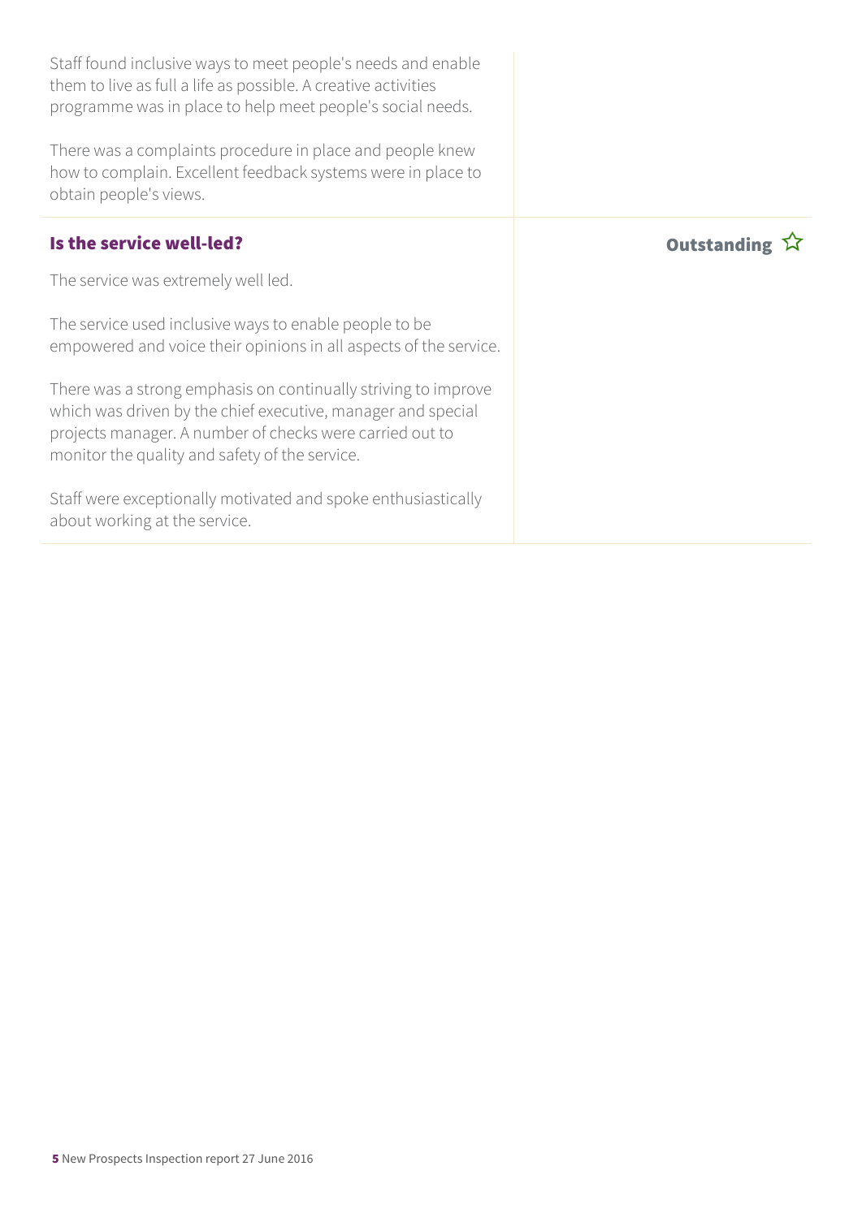Staff found inclusive ways to meet people's needs and enable them to live as full a life as possible. A creative activities programme was in place to help meet people's social needs.

There was a complaints procedure in place and people knew how to complain. Excellent feedback systems were in place to obtain people's views.

### Is the service well-led?

**Outstanding** ☆

The service was extremely well led.

The service used inclusive ways to enable people to be empowered and voice their opinions in all aspects of the service.

There was a strong emphasis on continually striving to improve which was driven by the chief executive, manager and special projects manager. A number of checks were carried out to monitor the quality and safety of the service.

Staff were exceptionally motivated and spoke enthusiastically about working at the service.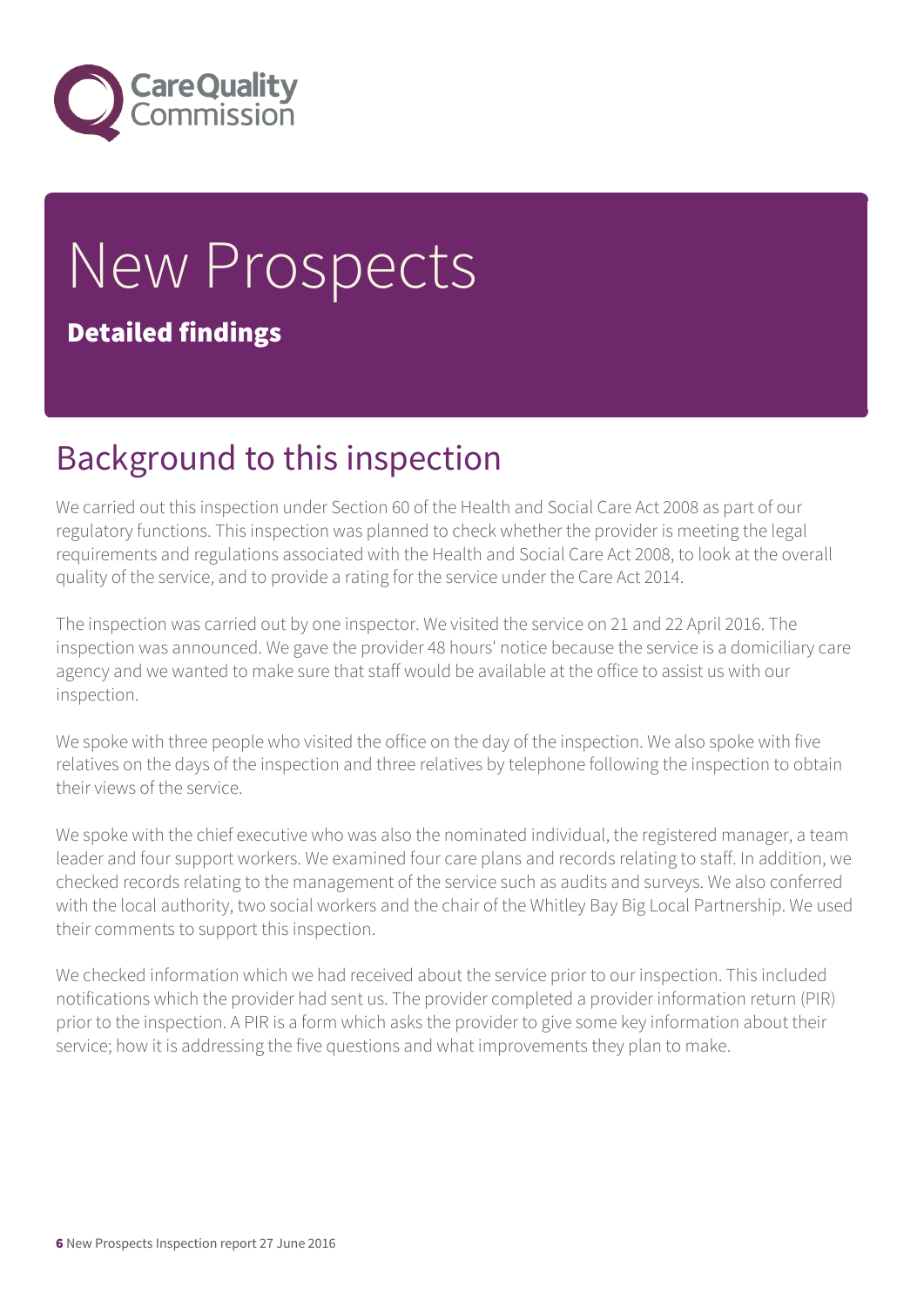# New Prospects

**Detailed findings**

## Background to this inspection

We carried out this inspection under Section 60 of the Health and Social Care Act 2008 as part of our regulatory functions. This inspection was planned to check whether the provider is meeting the legal requirements and regulations associated with the Health and Social Care Act 2008, to look at the overall quality of the service, and to provide a rating for the service under the Care Act 2014.

The inspection was carried out by one inspector. We visited the service on 21 and 22 April 2016. The inspection was announced. We gave the provider 48 hours' notice because the service is a domiciliary care agency and we wanted to make sure that staff would be available at the office to assist us with our inspection.

We spoke with three people who visited the office on the day of the inspection. We also spoke with five relatives on the days of the inspection and three relatives by telephone following the inspection to obtain their views of the service.

We spoke with the chief executive who was also the nominated individual, the registered manager, a team leader and four support workers. We examined four care plans and records relating to staff. In addition, we checked records relating to the management of the service such as audits and surveys. We also conferred with the local authority, two social workers and the chair of the Whitley Bay Big Local Partnership. We used their comments to support this inspection.

We checked information which we had received about the service prior to our inspection. This included notifications which the provider had sent us. The provider completed a provider information return (PIR) prior to the inspection. A PIR is a form which asks the provider to give some key information about their service; how it is addressing the five questions and what improvements they plan to make.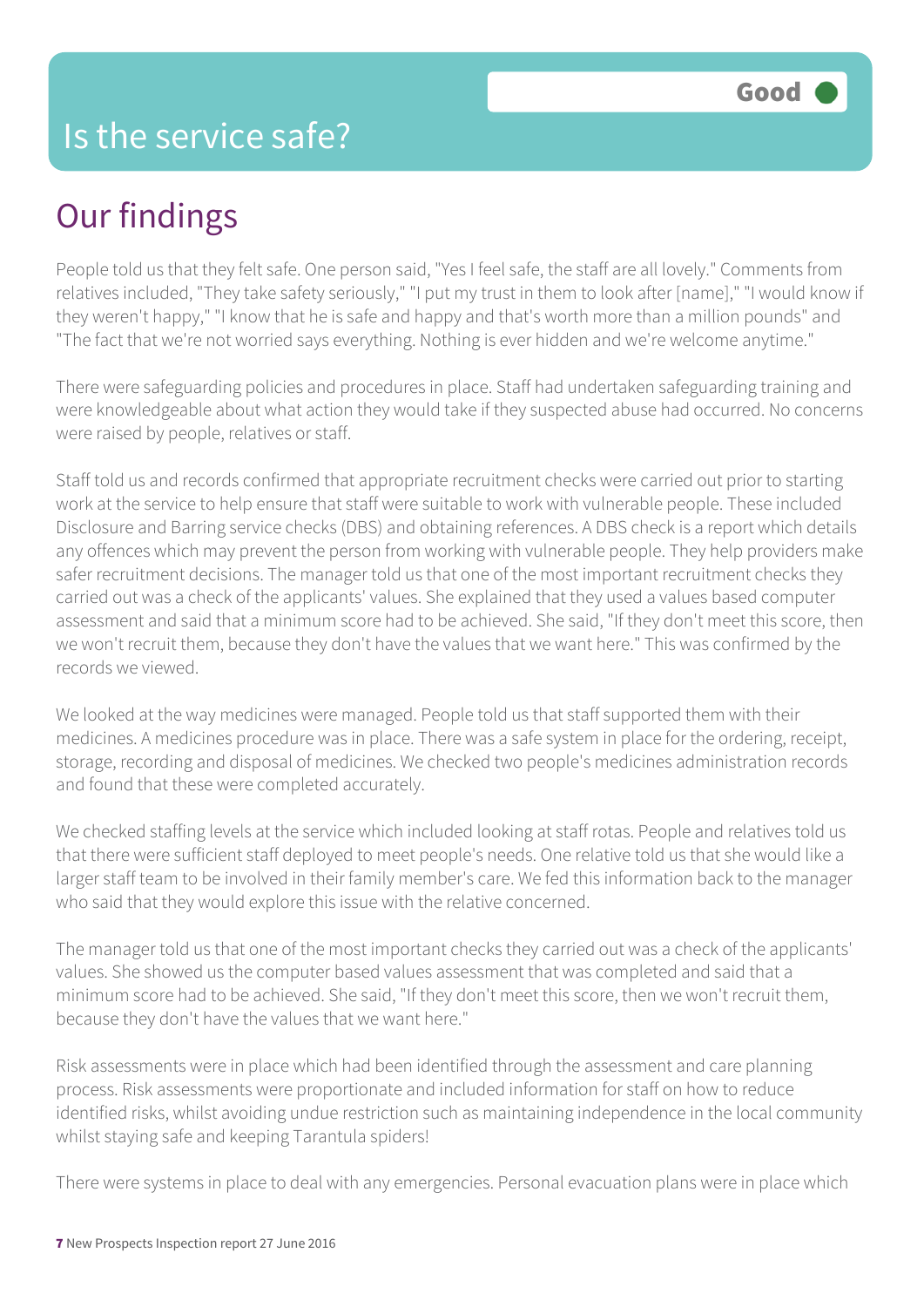# Is the service safe?

**Good**

## Our findings

People told us that they felt safe. One person said, "Yes I feel safe, the staff are all lovely." Comments from relatives included, "They take safety seriously," "I put my trust in them to look after [name]," "I would know if they weren't happy," "I know that he is safe and happy and that's worth more than a million pounds" and "The fact that we're not worried says everything. Nothing is ever hidden and we're welcome anytime."

There were safeguarding policies and procedures in place. Staff had undertaken safeguarding training and were knowledgeable about what action they would take if they suspected abuse had occurred. No concerns were raised by people, relatives or staff.

Staff told us and records confirmed that appropriate recruitment checks were carried out prior to starting work at the service to help ensure that staff were suitable to work with vulnerable people. These included Disclosure and Barring service checks (DBS) and obtaining references. A DBS check is a report which details any offences which may prevent the person from working with vulnerable people. They help providers make safer recruitment decisions. The manager told us that one of the most important recruitment checks they carried out was a check of the applicants' values. She explained that they used a values based computer assessment and said that a minimum score had to be achieved. She said, "If they don't meet this score, then we won't recruit them, because they don't have the values that we want here." This was confirmed by the records we viewed.

We looked at the way medicines were managed. People told us that staff supported them with their medicines. A medicines procedure was in place. There was a safe system in place for the ordering, receipt, storage, recording and disposal of medicines. We checked two people's medicines administration records and found that these were completed accurately.

We checked staffing levels at the service which included looking at staff rotas. People and relatives told us that there were sufficient staff deployed to meet people's needs. One relative told us that she would like a larger staff team to be involved in their family member's care. We fed this information back to the manager who said that they would explore this issue with the relative concerned.

The manager told us that one of the most important checks they carried out was a check of the applicants' values. She showed us the computer based values assessment that was completed and said that a minimum score had to be achieved. She said, "If they don't meet this score, then we won't recruit them, because they don't have the values that we want here."

Risk assessments were in place which had been identified through the assessment and care planning process. Risk assessments were proportionate and included information for staff on how to reduce identified risks, whilst avoiding undue restriction such as maintaining independence in the local community whilst staying safe and keeping Tarantula spiders!

There were systems in place to deal with any emergencies. Personal evacuation plans were in place which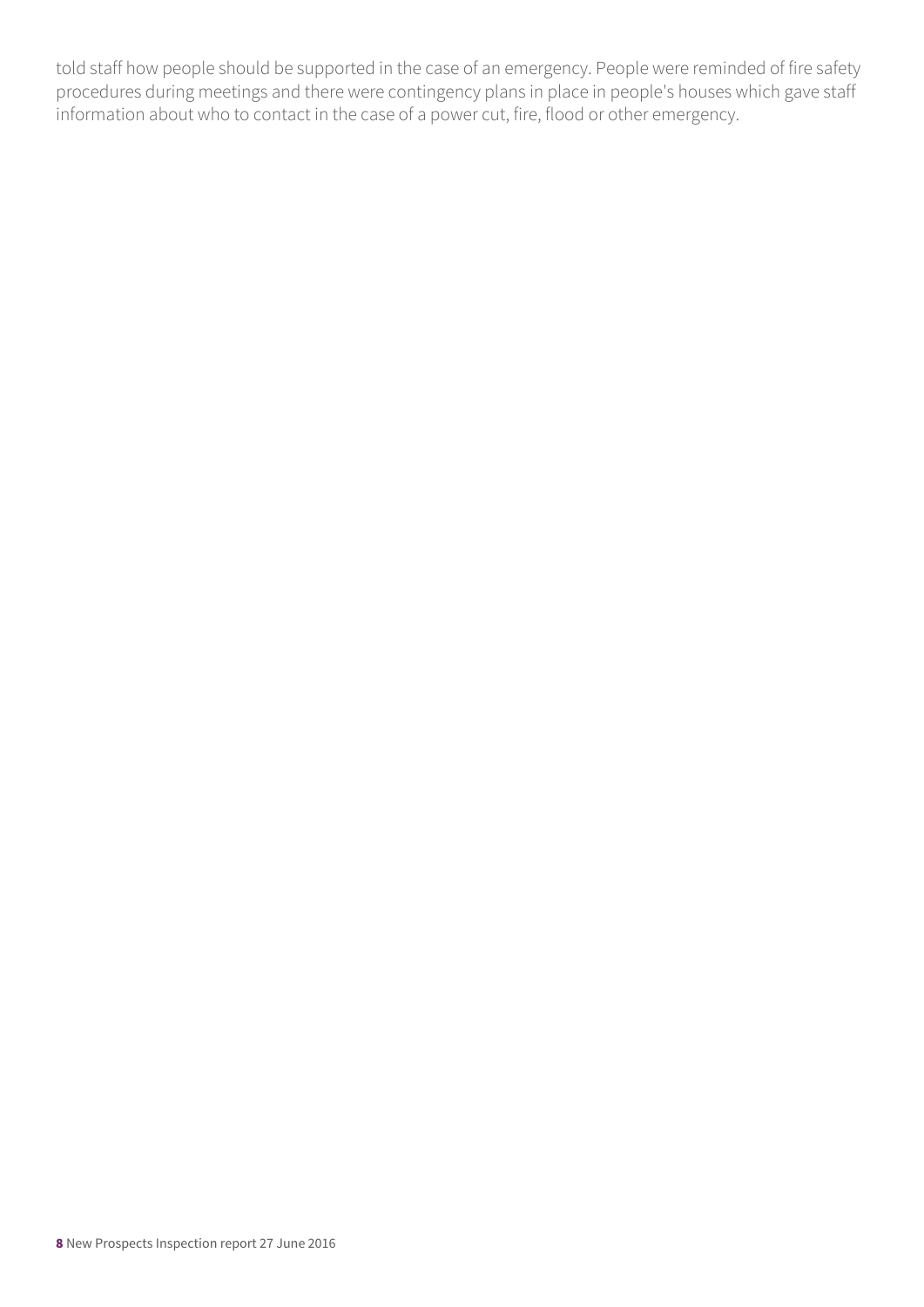told staff how people should be supported in the case of an emergency. People were reminded of fire safety procedures during meetings and there were contingency plans in place in people's houses which gave staff information about who to contact in the case of a power cut, fire, flood or other emergency.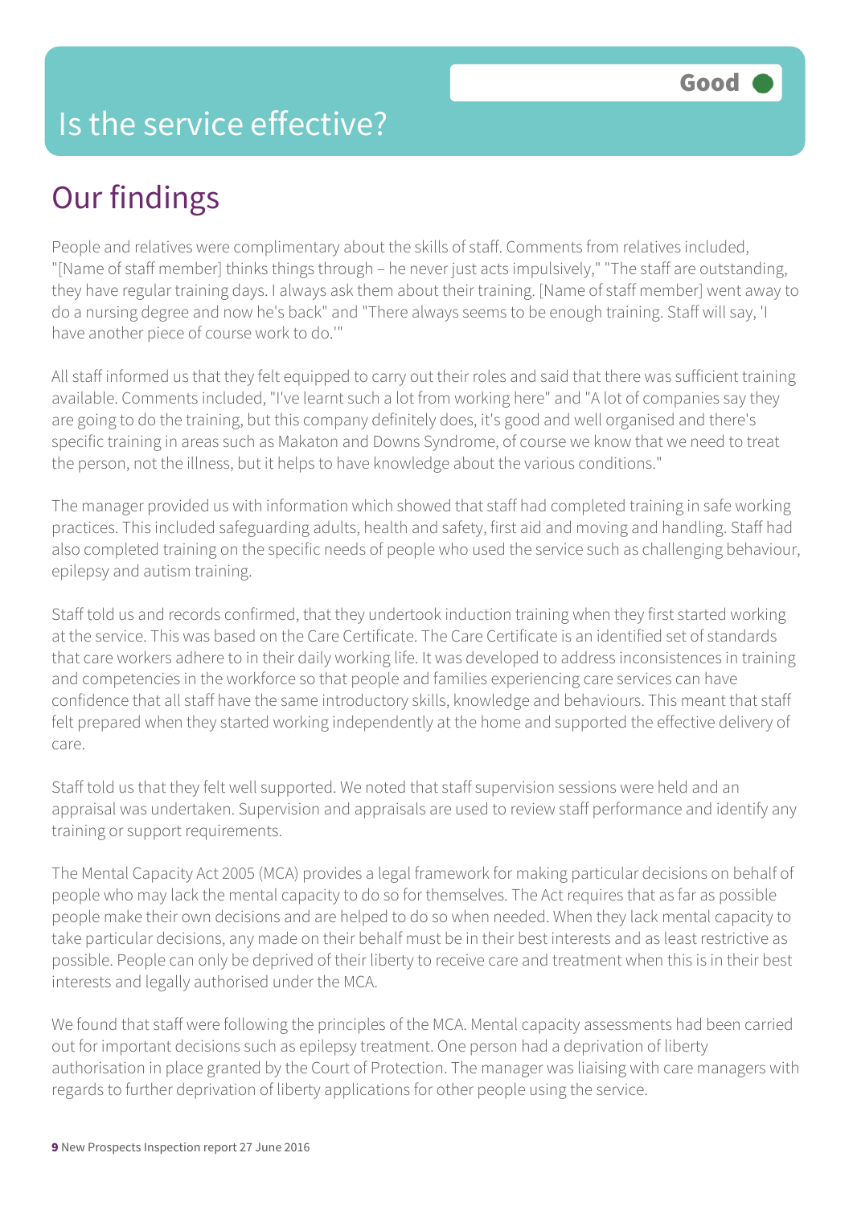# Is the service effective?

Good

## Our findings

People and relatives were complimentary about the skills of staff. Comments from relatives included, "[Name of staff member] thinks things through – he never just acts impulsively," "The staff are outstanding, they have regular training days. I always ask them about their training. [Name of staff member] went away to do a nursing degree and now he's back" and "There always seems to be enough training. Staff will say, 'I have another piece of course work to do.'"

All staff informed us that they felt equipped to carry out their roles and said that there was sufficient training available. Comments included, "I've learnt such a lot from working here" and "A lot of companies say they are going to do the training, but this company definitely does, it's good and well organised and there's specific training in areas such as Makaton and Downs Syndrome, of course we know that we need to treat the person, not the illness, but it helps to have knowledge about the various conditions."

The manager provided us with information which showed that staff had completed training in safe working practices. This included safeguarding adults, health and safety, first aid and moving and handling. Staff had also completed training on the specific needs of people who used the service such as challenging behaviour, epilepsy and autism training.

Staff told us and records confirmed, that they undertook induction training when they first started working at the service. This was based on the Care Certificate. The Care Certificate is an identified set of standards that care workers adhere to in their daily working life. It was developed to address inconsistences in training and competencies in the workforce so that people and families experiencing care services can have confidence that all staff have the same introductory skills, knowledge and behaviours. This meant that staff felt prepared when they started working independently at the home and supported the effective delivery of care.

Staff told us that they felt well supported. We noted that staff supervision sessions were held and an appraisal was undertaken. Supervision and appraisals are used to review staff performance and identify any training or support requirements.

The Mental Capacity Act 2005 (MCA) provides a legal framework for making particular decisions on behalf of people who may lack the mental capacity to do so for themselves. The Act requires that as far as possible people make their own decisions and are helped to do so when needed. When they lack mental capacity to take particular decisions, any made on their behalf must be in their best interests and as least restrictive as possible. People can only be deprived of their liberty to receive care and treatment when this is in their best interests and legally authorised under the MCA.

We found that staff were following the principles of the MCA. Mental capacity assessments had been carried out for important decisions such as epilepsy treatment. One person had a deprivation of liberty authorisation in place granted by the Court of Protection. The manager was liaising with care managers with regards to further deprivation of liberty applications for other people using the service.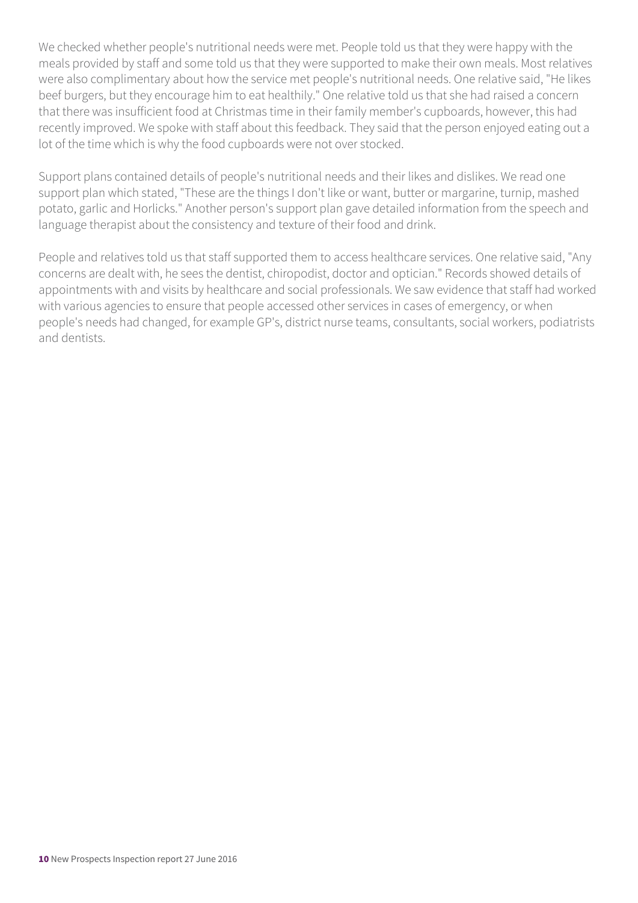We checked whether people's nutritional needs were met. People told us that they were happy with the meals provided by staff and some told us that they were supported to make their own meals. Most relatives were also complimentary about how the service met people's nutritional needs. One relative said, "He likes beef burgers, but they encourage him to eat healthily." One relative told us that she had raised a concern that there was insufficient food at Christmas time in their family member's cupboards, however, this had recently improved. We spoke with staff about this feedback. They said that the person enjoyed eating out a lot of the time which is why the food cupboards were not over stocked.

Support plans contained details of people's nutritional needs and their likes and dislikes. We read one support plan which stated, "These are the things I don't like or want, butter or margarine, turnip, mashed potato, garlic and Horlicks." Another person's support plan gave detailed information from the speech and language therapist about the consistency and texture of their food and drink.

People and relatives told us that staff supported them to access healthcare services. One relative said, "Any concerns are dealt with, he sees the dentist, chiropodist, doctor and optician." Records showed details of appointments with and visits by healthcare and social professionals. We saw evidence that staff had worked with various agencies to ensure that people accessed other services in cases of emergency, or when people's needs had changed, for example GP's, district nurse teams, consultants, social workers, podiatrists and dentists.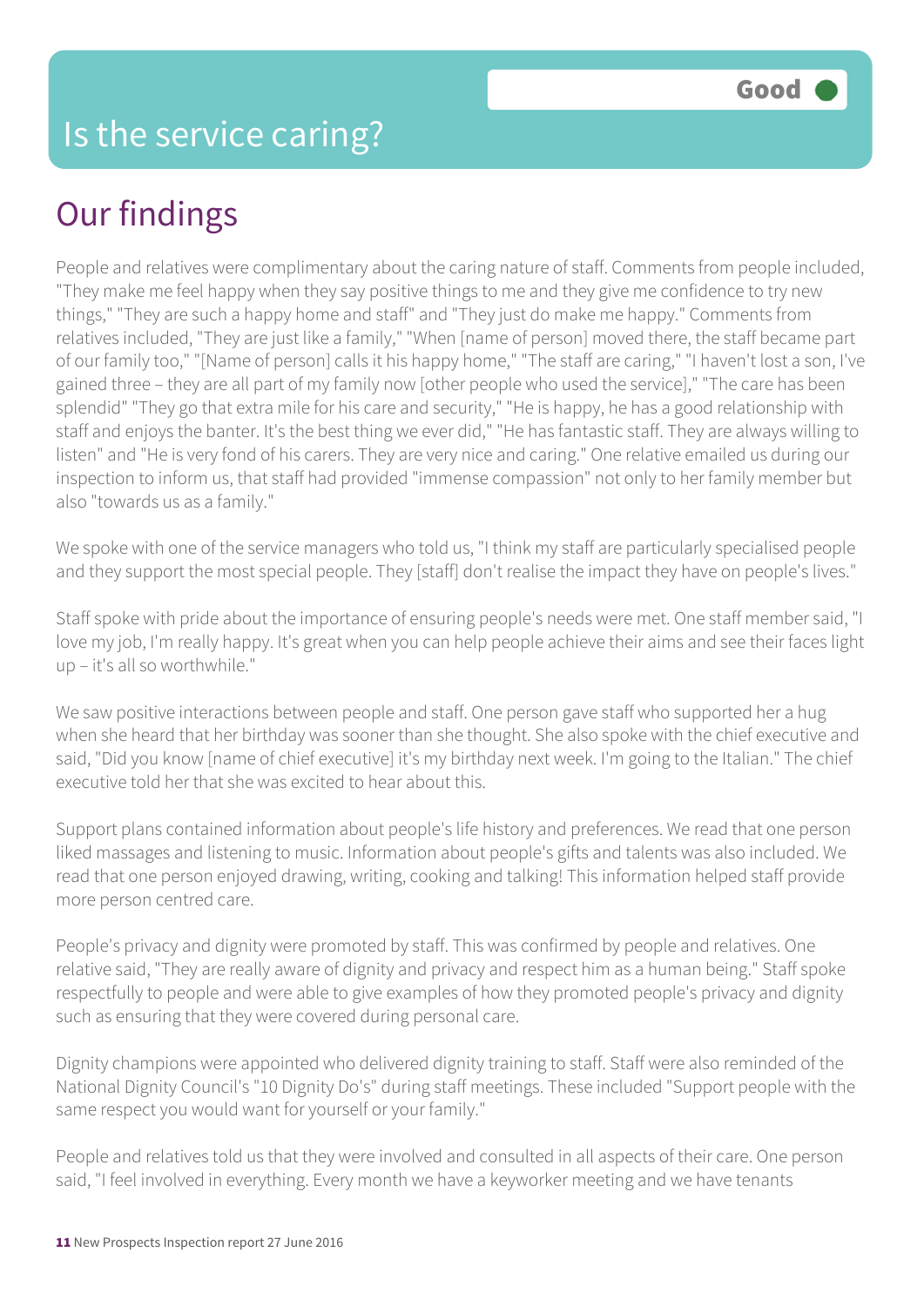# Is the service caring?

Good

## Our findings

People and relatives were complimentary about the caring nature of staff. Comments from people included, "They make me feel happy when they say positive things to me and they give me confidence to try new things," "They are such a happy home and staff" and "They just do make me happy." Comments from relatives included, "They are just like a family," "When [name of person] moved there, the staff became part of our family too," "[Name of person] calls it his happy home," "The staff are caring," "I haven't lost a son, I've gained three – they are all part of my family now [other people who used the service]," "The care has been splendid" "They go that extra mile for his care and security," "He is happy, he has a good relationship with staff and enjoys the banter. It's the best thing we ever did," "He has fantastic staff. They are always willing to listen" and "He is very fond of his carers. They are very nice and caring." One relative emailed us during our inspection to inform us, that staff had provided "immense compassion" not only to her family member but also "towards us as a family."

We spoke with one of the service managers who told us, "I think my staff are particularly specialised people and they support the most special people. They [staff] don't realise the impact they have on people's lives."

Staff spoke with pride about the importance of ensuring people's needs were met. One staff member said, "I love my job, I'm really happy. It's great when you can help people achieve their aims and see their faces light up – it's all so worthwhile."

We saw positive interactions between people and staff. One person gave staff who supported her a hug when she heard that her birthday was sooner than she thought. She also spoke with the chief executive and said, "Did you know [name of chief executive] it's my birthday next week. I'm going to the Italian." The chief executive told her that she was excited to hear about this.

Support plans contained information about people's life history and preferences. We read that one person liked massages and listening to music. Information about people's gifts and talents was also included. We read that one person enjoyed drawing, writing, cooking and talking! This information helped staff provide more person centred care.

People's privacy and dignity were promoted by staff. This was confirmed by people and relatives. One relative said, "They are really aware of dignity and privacy and respect him as a human being." Staff spoke respectfully to people and were able to give examples of how they promoted people's privacy and dignity such as ensuring that they were covered during personal care.

Dignity champions were appointed who delivered dignity training to staff. Staff were also reminded of the National Dignity Council's "10 Dignity Do's" during staff meetings. These included "Support people with the same respect you would want for yourself or your family."

People and relatives told us that they were involved and consulted in all aspects of their care. One person said, "I feel involved in everything. Every month we have a keyworker meeting and we have tenants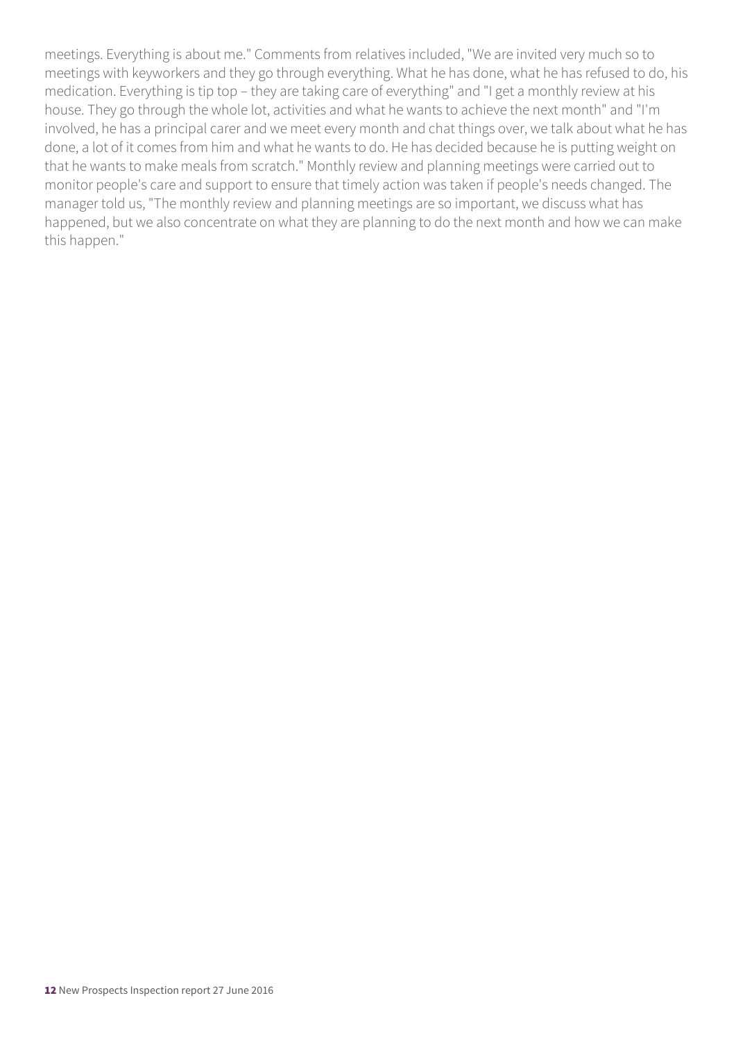meetings. Everything is about me." Comments from relatives included, "We are invited very much so to meetings with keyworkers and they go through everything. What he has done, what he has refused to do, his medication. Everything is tip top – they are taking care of everything" and "I get a monthly review at his house. They go through the whole lot, activities and what he wants to achieve the next month" and "I'm involved, he has a principal carer and we meet every month and chat things over, we talk about what he has done, a lot of it comes from him and what he wants to do. He has decided because he is putting weight on that he wants to make meals from scratch." Monthly review and planning meetings were carried out to monitor people's care and support to ensure that timely action was taken if people's needs changed. The manager told us, "The monthly review and planning meetings are so important, we discuss what has happened, but we also concentrate on what they are planning to do the next month and how we can make this happen."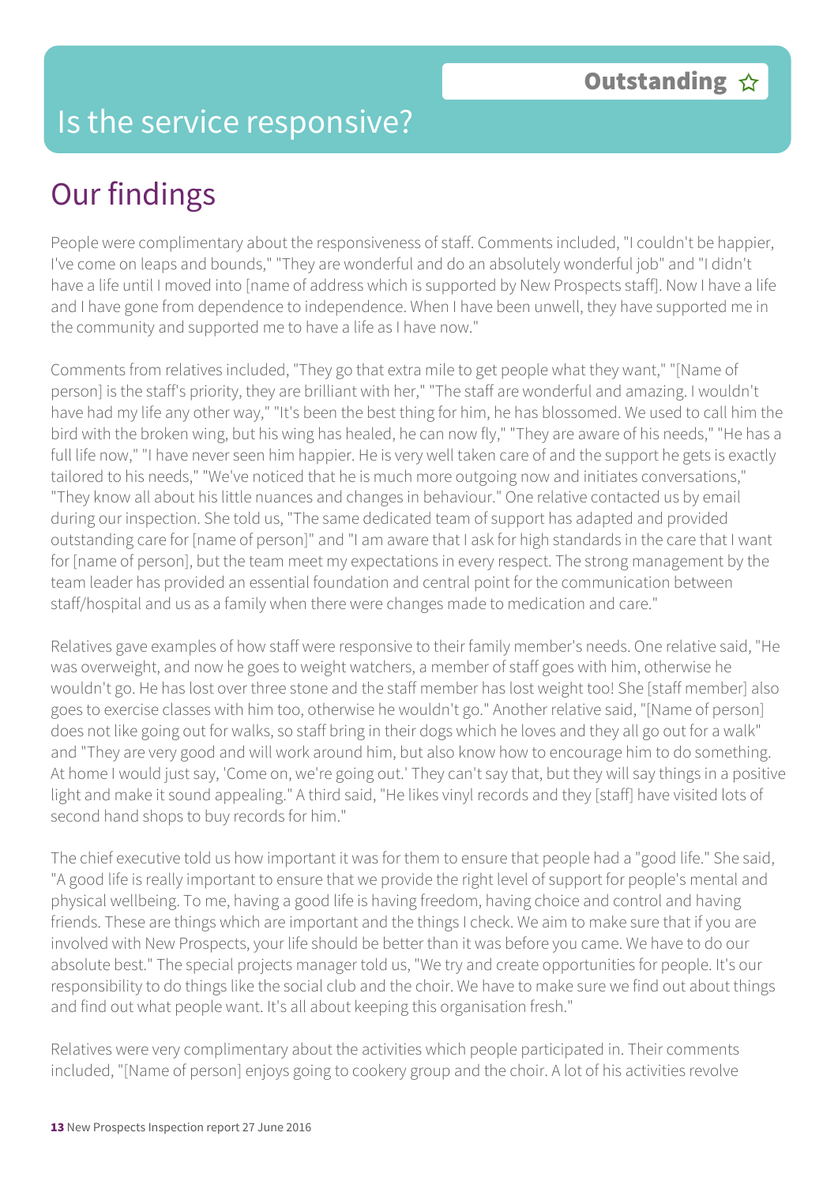## Is the service responsive?

**Outstanding** ☆

# Our findings

People were complimentary about the responsiveness of staff. Comments included, "I couldn't be happier, I've come on leaps and bounds," "They are wonderful and do an absolutely wonderful job" and "I didn't have a life until I moved into [name of address which is supported by New Prospects staff]. Now I have a life and I have gone from dependence to independence. When I have been unwell, they have supported me in the community and supported me to have a life as I have now."

Comments from relatives included, "They go that extra mile to get people what they want," "[Name of person] is the staff's priority, they are brilliant with her," "The staff are wonderful and amazing. I wouldn't have had my life any other way," "It's been the best thing for him, he has blossomed. We used to call him the bird with the broken wing, but his wing has healed, he can now fly," "They are aware of his needs," "He has a full life now," "I have never seen him happier. He is very well taken care of and the support he gets is exactly tailored to his needs," "We've noticed that he is much more outgoing now and initiates conversations," "They know all about his little nuances and changes in behaviour." One relative contacted us by email during our inspection. She told us, "The same dedicated team of support has adapted and provided outstanding care for [name of person]" and "I am aware that I ask for high standards in the care that I want for [name of person], but the team meet my expectations in every respect. The strong management by the team leader has provided an essential foundation and central point for the communication between staff/hospital and us as a family when there were changes made to medication and care."

Relatives gave examples of how staff were responsive to their family member's needs. One relative said, "He was overweight, and now he goes to weight watchers, a member of staff goes with him, otherwise he wouldn't go. He has lost over three stone and the staff member has lost weight too! She [staff member] also goes to exercise classes with him too, otherwise he wouldn't go." Another relative said, "[Name of person] does not like going out for walks, so staff bring in their dogs which he loves and they all go out for a walk" and "They are very good and will work around him, but also know how to encourage him to do something. At home I would just say, 'Come on, we're going out.' They can't say that, but they will say things in a positive light and make it sound appealing." A third said, "He likes vinyl records and they [staff] have visited lots of second hand shops to buy records for him."

The chief executive told us how important it was for them to ensure that people had a "good life." She said, "A good life is really important to ensure that we provide the right level of support for people's mental and physical wellbeing. To me, having a good life is having freedom, having choice and control and having friends. These are things which are important and the things I check. We aim to make sure that if you are involved with New Prospects, your life should be better than it was before you came. We have to do our absolute best." The special projects manager told us, "We try and create opportunities for people. It's our responsibility to do things like the social club and the choir. We have to make sure we find out about things and find out what people want. It's all about keeping this organisation fresh."

Relatives were very complimentary about the activities which people participated in. Their comments included, "[Name of person] enjoys going to cookery group and the choir. A lot of his activities revolve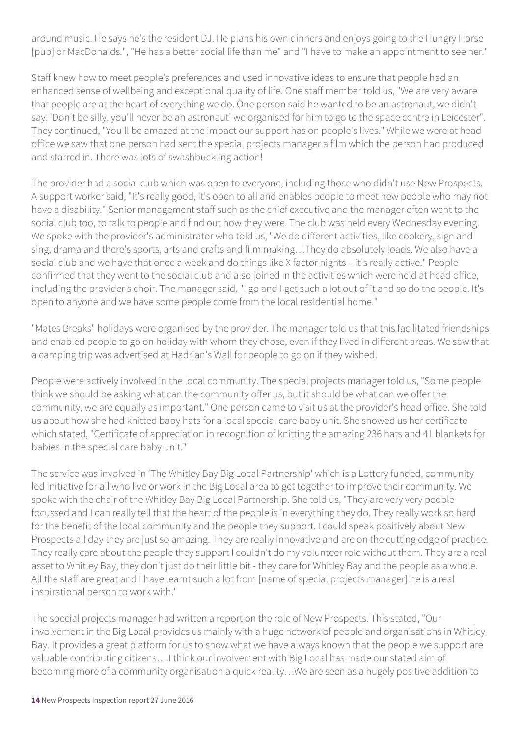around music. He says he's the resident DJ. He plans his own dinners and enjoys going to the Hungry Horse [pub] or MacDonalds.", "He has a better social life than me" and "I have to make an appointment to see her."

Staff knew how to meet people's preferences and used innovative ideas to ensure that people had an enhanced sense of wellbeing and exceptional quality of life. One staff member told us, "We are very aware that people are at the heart of everything we do. One person said he wanted to be an astronaut, we didn't say, 'Don't be silly, you'll never be an astronaut' we organised for him to go to the space centre in Leicester". They continued, "You'll be amazed at the impact our support has on people's lives." While we were at head office we saw that one person had sent the special projects manager a film which the person had produced and starred in. There was lots of swashbuckling action!

The provider had a social club which was open to everyone, including those who didn't use New Prospects. A support worker said, "It's really good, it's open to all and enables people to meet new people who may not have a disability." Senior management staff such as the chief executive and the manager often went to the social club too, to talk to people and find out how they were. The club was held every Wednesday evening. We spoke with the provider's administrator who told us, "We do different activities, like cookery, sign and sing, drama and there's sports, arts and crafts and film making…They do absolutely loads. We also have a social club and we have that once a week and do things like X factor nights – it's really active." People confirmed that they went to the social club and also joined in the activities which were held at head office, including the provider's choir. The manager said, "I go and I get such a lot out of it and so do the people. It's open to anyone and we have some people come from the local residential home."

"Mates Breaks" holidays were organised by the provider. The manager told us that this facilitated friendships and enabled people to go on holiday with whom they chose, even if they lived in different areas. We saw that a camping trip was advertised at Hadrian's Wall for people to go on if they wished.

People were actively involved in the local community. The special projects manager told us, "Some people think we should be asking what can the community offer us, but it should be what can we offer the community, we are equally as important." One person came to visit us at the provider's head office. She told us about how she had knitted baby hats for a local special care baby unit. She showed us her certificate which stated, "Certificate of appreciation in recognition of knitting the amazing 236 hats and 41 blankets for babies in the special care baby unit."

The service was involved in 'The Whitley Bay Big Local Partnership' which is a Lottery funded, community led initiative for all who live or work in the Big Local area to get together to improve their community. We spoke with the chair of the Whitley Bay Big Local Partnership. She told us, "They are very very people focussed and I can really tell that the heart of the people is in everything they do. They really work so hard for the benefit of the local community and the people they support. I could speak positively about New Prospects all day they are just so amazing. They are really innovative and are on the cutting edge of practice. They really care about the people they support I couldn't do my volunteer role without them. They are a real asset to Whitley Bay, they don't just do their little bit - they care for Whitley Bay and the people as a whole. All the staff are great and I have learnt such a lot from [name of special projects manager] he is a real inspirational person to work with."

The special projects manager had written a report on the role of New Prospects. This stated, "Our involvement in the Big Local provides us mainly with a huge network of people and organisations in Whitley Bay. It provides a great platform for us to show what we have always known that the people we support are valuable contributing citizens….I think our involvement with Big Local has made our stated aim of becoming more of a community organisation a quick reality…We are seen as a hugely positive addition to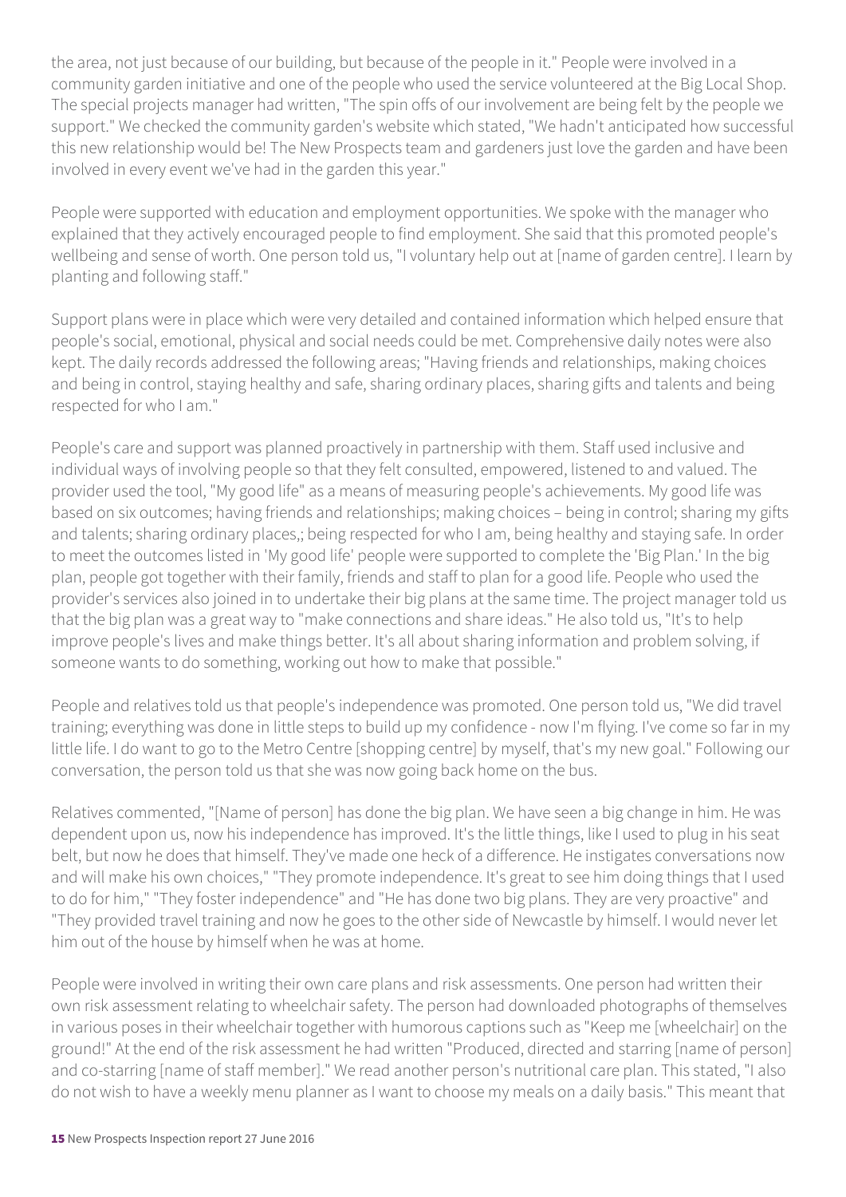the area, not just because of our building, but because of the people in it." People were involved in a community garden initiative and one of the people who used the service volunteered at the Big Local Shop. The special projects manager had written, "The spin offs of our involvement are being felt by the people we support." We checked the community garden's website which stated, "We hadn't anticipated how successful this new relationship would be! The New Prospects team and gardeners just love the garden and have been involved in every event we've had in the garden this year."

People were supported with education and employment opportunities. We spoke with the manager who explained that they actively encouraged people to find employment. She said that this promoted people's wellbeing and sense of worth. One person told us, "I voluntary help out at [name of garden centre]. I learn by planting and following staff."

Support plans were in place which were very detailed and contained information which helped ensure that people's social, emotional, physical and social needs could be met. Comprehensive daily notes were also kept. The daily records addressed the following areas; "Having friends and relationships, making choices and being in control, staying healthy and safe, sharing ordinary places, sharing gifts and talents and being respected for who I am."

People's care and support was planned proactively in partnership with them. Staff used inclusive and individual ways of involving people so that they felt consulted, empowered, listened to and valued. The provider used the tool, "My good life" as a means of measuring people's achievements. My good life was based on six outcomes; having friends and relationships; making choices – being in control; sharing my gifts and talents; sharing ordinary places,; being respected for who I am, being healthy and staying safe. In order to meet the outcomes listed in 'My good life' people were supported to complete the 'Big Plan.' In the big plan, people got together with their family, friends and staff to plan for a good life. People who used the provider's services also joined in to undertake their big plans at the same time. The project manager told us that the big plan was a great way to "make connections and share ideas." He also told us, "It's to help improve people's lives and make things better. It's all about sharing information and problem solving, if someone wants to do something, working out how to make that possible."

People and relatives told us that people's independence was promoted. One person told us, "We did travel training; everything was done in little steps to build up my confidence - now I'm flying. I've come so far in my little life. I do want to go to the Metro Centre [shopping centre] by myself, that's my new goal." Following our conversation, the person told us that she was now going back home on the bus.

Relatives commented, "[Name of person] has done the big plan. We have seen a big change in him. He was dependent upon us, now his independence has improved. It's the little things, like I used to plug in his seat belt, but now he does that himself. They've made one heck of a difference. He instigates conversations now and will make his own choices," "They promote independence. It's great to see him doing things that I used to do for him," "They foster independence" and "He has done two big plans. They are very proactive" and "They provided travel training and now he goes to the other side of Newcastle by himself. I would never let him out of the house by himself when he was at home.

People were involved in writing their own care plans and risk assessments. One person had written their own risk assessment relating to wheelchair safety. The person had downloaded photographs of themselves in various poses in their wheelchair together with humorous captions such as "Keep me [wheelchair] on the ground!" At the end of the risk assessment he had written "Produced, directed and starring [name of person] and co-starring [name of staff member]." We read another person's nutritional care plan. This stated, "I also do not wish to have a weekly menu planner as I want to choose my meals on a daily basis." This meant that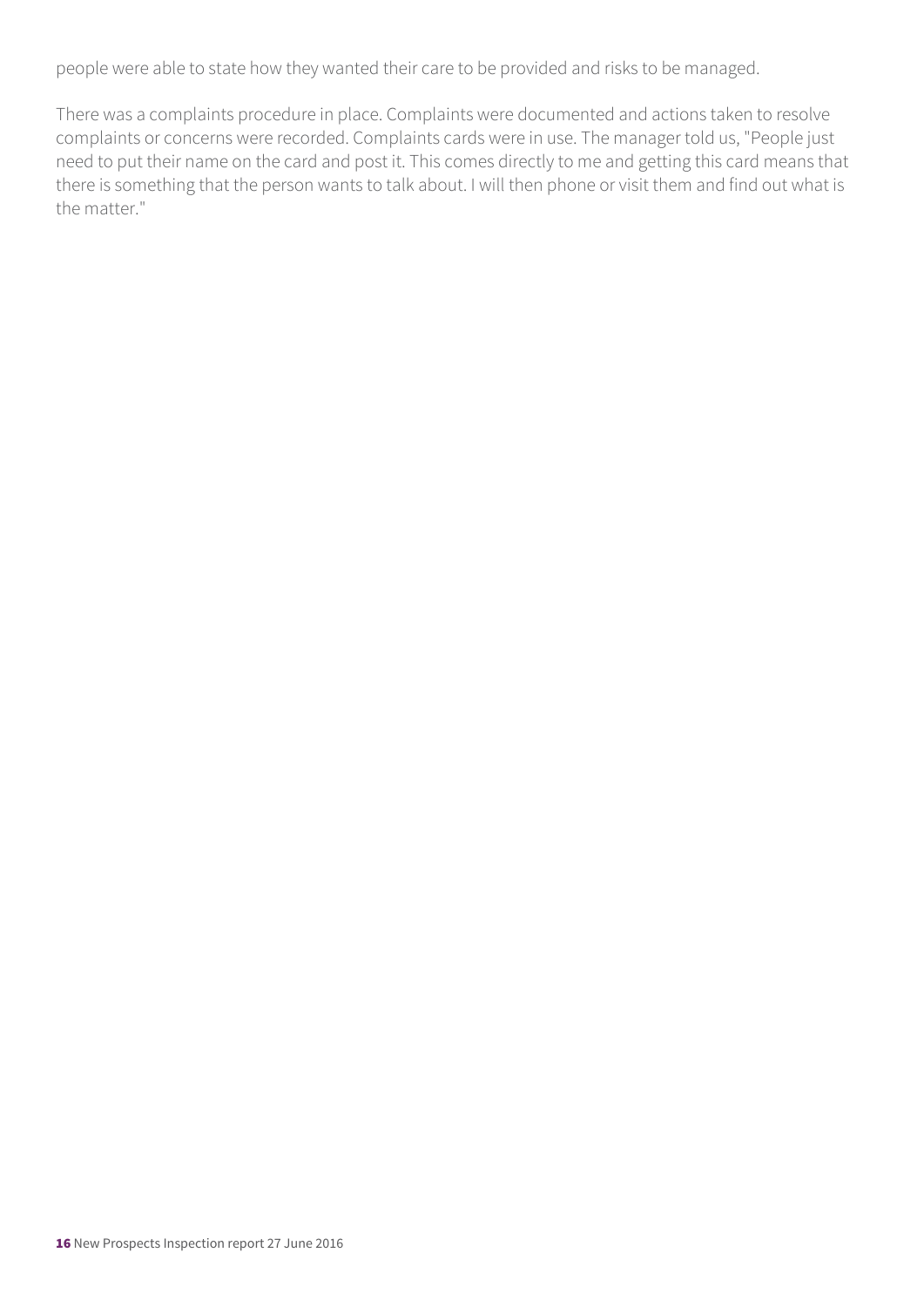people were able to state how they wanted their care to be provided and risks to be managed.

There was a complaints procedure in place. Complaints were documented and actions taken to resolve complaints or concerns were recorded. Complaints cards were in use. The manager told us, "People just need to put their name on the card and post it. This comes directly to me and getting this card means that there is something that the person wants to talk about. I will then phone or visit them and find out what is the matter."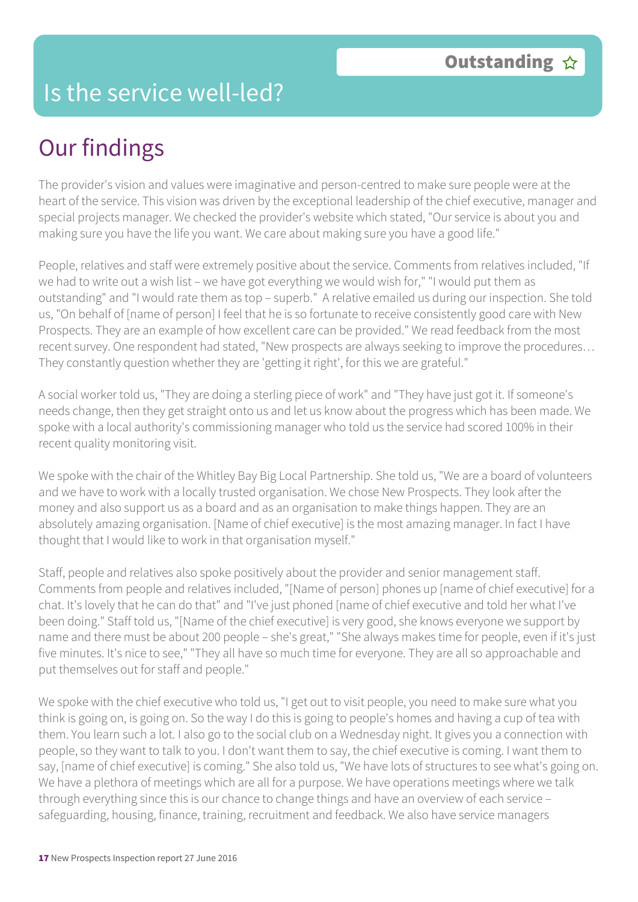# Is the service well-led?

**Outstanding** ☆

## Our findings

The provider's vision and values were imaginative and person-centred to make sure people were at the heart of the service. This vision was driven by the exceptional leadership of the chief executive, manager and special projects manager. We checked the provider's website which stated, "Our service is about you and making sure you have the life you want. We care about making sure you have a good life."

People, relatives and staff were extremely positive about the service. Comments from relatives included, "If we had to write out a wish list – we have got everything we would wish for," "I would put them as outstanding" and "I would rate them as top – superb." A relative emailed us during our inspection. She told us, "On behalf of [name of person] I feel that he is so fortunate to receive consistently good care with New Prospects. They are an example of how excellent care can be provided." We read feedback from the most recent survey. One respondent had stated, "New prospects are always seeking to improve the procedures… They constantly question whether they are 'getting it right', for this we are grateful."

A social worker told us, "They are doing a sterling piece of work" and "They have just got it. If someone's needs change, then they get straight onto us and let us know about the progress which has been made. We spoke with a local authority's commissioning manager who told us the service had scored 100% in their recent quality monitoring visit.

We spoke with the chair of the Whitley Bay Big Local Partnership. She told us, "We are a board of volunteers and we have to work with a locally trusted organisation. We chose New Prospects. They look after the money and also support us as a board and as an organisation to make things happen. They are an absolutely amazing organisation. [Name of chief executive] is the most amazing manager. In fact I have thought that I would like to work in that organisation myself."

Staff, people and relatives also spoke positively about the provider and senior management staff. Comments from people and relatives included, "[Name of person] phones up [name of chief executive] for a chat. It's lovely that he can do that" and "I've just phoned [name of chief executive and told her what I've been doing." Staff told us, "[Name of the chief executive] is very good, she knows everyone we support by name and there must be about 200 people – she's great," "She always makes time for people, even if it's just five minutes. It's nice to see," "They all have so much time for everyone. They are all so approachable and put themselves out for staff and people."

We spoke with the chief executive who told us, "I get out to visit people, you need to make sure what you think is going on, is going on. So the way I do this is going to people's homes and having a cup of tea with them. You learn such a lot. I also go to the social club on a Wednesday night. It gives you a connection with people, so they want to talk to you. I don't want them to say, the chief executive is coming. I want them to say, [name of chief executive] is coming." She also told us, "We have lots of structures to see what's going on. We have a plethora of meetings which are all for a purpose. We have operations meetings where we talk through everything since this is our chance to change things and have an overview of each service – safeguarding, housing, finance, training, recruitment and feedback. We also have service managers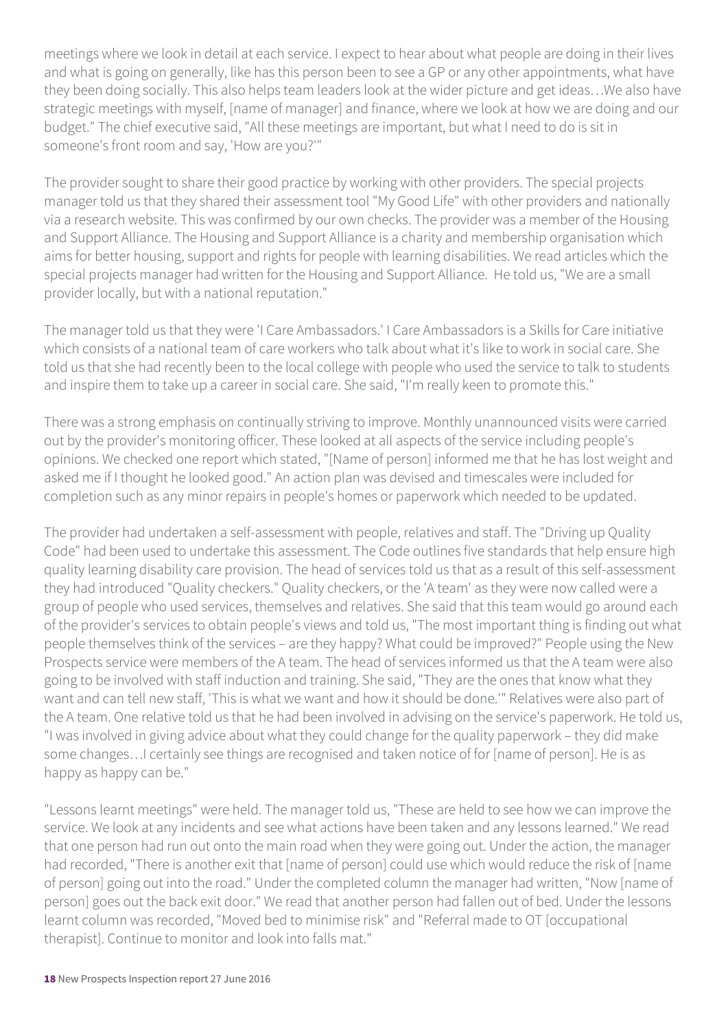meetings where we look in detail at each service. I expect to hear about what people are doing in their lives and what is going on generally, like has this person been to see a GP or any other appointments, what have they been doing socially. This also helps team leaders look at the wider picture and get ideas…We also have strategic meetings with myself, [name of manager] and finance, where we look at how we are doing and our budget." The chief executive said, "All these meetings are important, but what I need to do is sit in someone's front room and say, 'How are you?'"

The provider sought to share their good practice by working with other providers. The special projects manager told us that they shared their assessment tool "My Good Life" with other providers and nationally via a research website. This was confirmed by our own checks. The provider was a member of the Housing and Support Alliance. The Housing and Support Alliance is a charity and membership organisation which aims for better housing, support and rights for people with learning disabilities. We read articles which the special projects manager had written for the Housing and Support Alliance. He told us, "We are a small provider locally, but with a national reputation."

The manager told us that they were 'I Care Ambassadors.' I Care Ambassadors is a Skills for Care initiative which consists of a national team of care workers who talk about what it's like to work in social care. She told us that she had recently been to the local college with people who used the service to talk to students and inspire them to take up a career in social care. She said, "I'm really keen to promote this."

There was a strong emphasis on continually striving to improve. Monthly unannounced visits were carried out by the provider's monitoring officer. These looked at all aspects of the service including people's opinions. We checked one report which stated, "[Name of person] informed me that he has lost weight and asked me if I thought he looked good." An action plan was devised and timescales were included for completion such as any minor repairs in people's homes or paperwork which needed to be updated.

The provider had undertaken a self-assessment with people, relatives and staff. The "Driving up Quality Code" had been used to undertake this assessment. The Code outlines five standards that help ensure high quality learning disability care provision. The head of services told us that as a result of this self-assessment they had introduced "Quality checkers." Quality checkers, or the 'A team' as they were now called were a group of people who used services, themselves and relatives. She said that this team would go around each of the provider's services to obtain people's views and told us, "The most important thing is finding out what people themselves think of the services – are they happy? What could be improved?" People using the New Prospects service were members of the A team. The head of services informed us that the A team were also going to be involved with staff induction and training. She said, "They are the ones that know what they want and can tell new staff, 'This is what we want and how it should be done.'" Relatives were also part of the A team. One relative told us that he had been involved in advising on the service's paperwork. He told us, "I was involved in giving advice about what they could change for the quality paperwork – they did make some changes…I certainly see things are recognised and taken notice of for [name of person]. He is as happy as happy can be."

"Lessons learnt meetings" were held. The manager told us, "These are held to see how we can improve the service. We look at any incidents and see what actions have been taken and any lessons learned." We read that one person had run out onto the main road when they were going out. Under the action, the manager had recorded, "There is another exit that [name of person] could use which would reduce the risk of [name of person] going out into the road." Under the completed column the manager had written, "Now [name of person] goes out the back exit door." We read that another person had fallen out of bed. Under the lessons learnt column was recorded, "Moved bed to minimise risk" and "Referral made to OT [occupational therapist]. Continue to monitor and look into falls mat."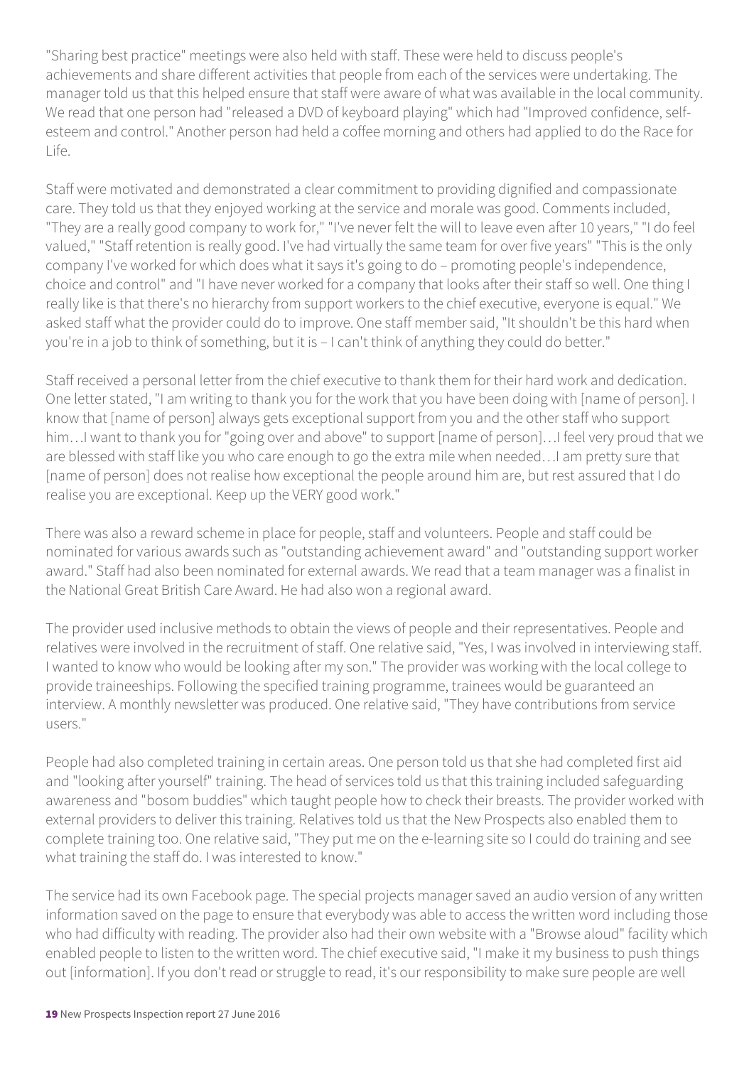"Sharing best practice" meetings were also held with staff. These were held to discuss people's achievements and share different activities that people from each of the services were undertaking. The manager told us that this helped ensure that staff were aware of what was available in the local community. We read that one person had "released a DVD of keyboard playing" which had "Improved confidence, self-esteem and control." Another person had held a coffee morning and others had applied to do the Race for Life.

Staff were motivated and demonstrated a clear commitment to providing dignified and compassionate care. They told us that they enjoyed working at the service and morale was good. Comments included, "They are a really good company to work for," "I've never felt the will to leave even after 10 years," "I do feel valued," "Staff retention is really good. I've had virtually the same team for over five years" "This is the only company I've worked for which does what it says it's going to do – promoting people's independence, choice and control" and "I have never worked for a company that looks after their staff so well. One thing I really like is that there's no hierarchy from support workers to the chief executive, everyone is equal." We asked staff what the provider could do to improve. One staff member said, "It shouldn't be this hard when you're in a job to think of something, but it is – I can't think of anything they could do better."

Staff received a personal letter from the chief executive to thank them for their hard work and dedication. One letter stated, "I am writing to thank you for the work that you have been doing with [name of person]. I know that [name of person] always gets exceptional support from you and the other staff who support him…I want to thank you for "going over and above" to support [name of person]…I feel very proud that we are blessed with staff like you who care enough to go the extra mile when needed…I am pretty sure that [name of person] does not realise how exceptional the people around him are, but rest assured that I do realise you are exceptional. Keep up the VERY good work."

There was also a reward scheme in place for people, staff and volunteers. People and staff could be nominated for various awards such as "outstanding achievement award" and "outstanding support worker award." Staff had also been nominated for external awards. We read that a team manager was a finalist in the National Great British Care Award. He had also won a regional award.

The provider used inclusive methods to obtain the views of people and their representatives. People and relatives were involved in the recruitment of staff. One relative said, "Yes, I was involved in interviewing staff. I wanted to know who would be looking after my son." The provider was working with the local college to provide traineeships. Following the specified training programme, trainees would be guaranteed an interview. A monthly newsletter was produced. One relative said, "They have contributions from service users."

People had also completed training in certain areas. One person told us that she had completed first aid and "looking after yourself" training. The head of services told us that this training included safeguarding awareness and "bosom buddies" which taught people how to check their breasts. The provider worked with external providers to deliver this training. Relatives told us that the New Prospects also enabled them to complete training too. One relative said, "They put me on the e-learning site so I could do training and see what training the staff do. I was interested to know."

The service had its own Facebook page. The special projects manager saved an audio version of any written information saved on the page to ensure that everybody was able to access the written word including those who had difficulty with reading. The provider also had their own website with a "Browse aloud" facility which enabled people to listen to the written word. The chief executive said, "I make it my business to push things out [information]. If you don't read or struggle to read, it's our responsibility to make sure people are well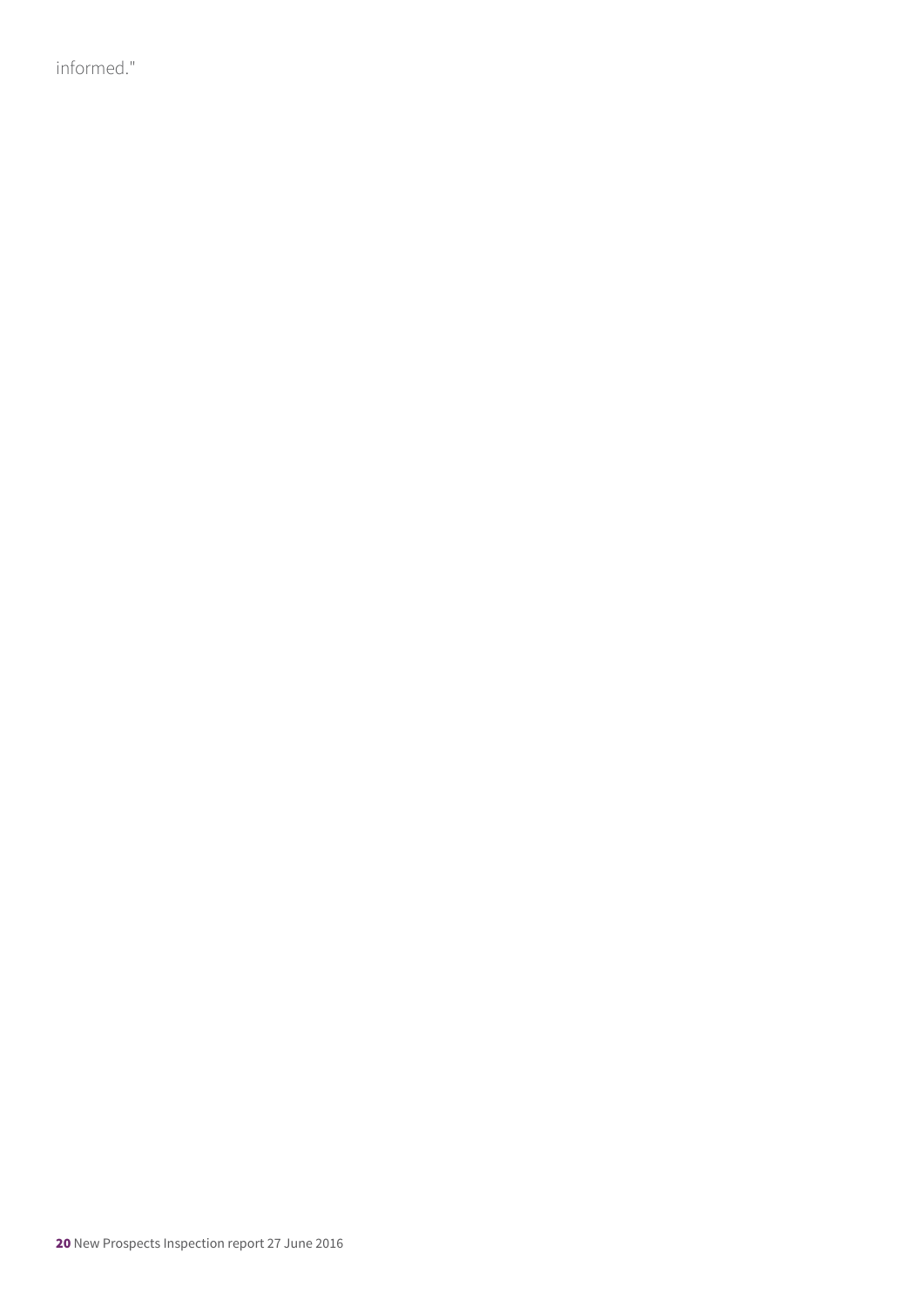informed."